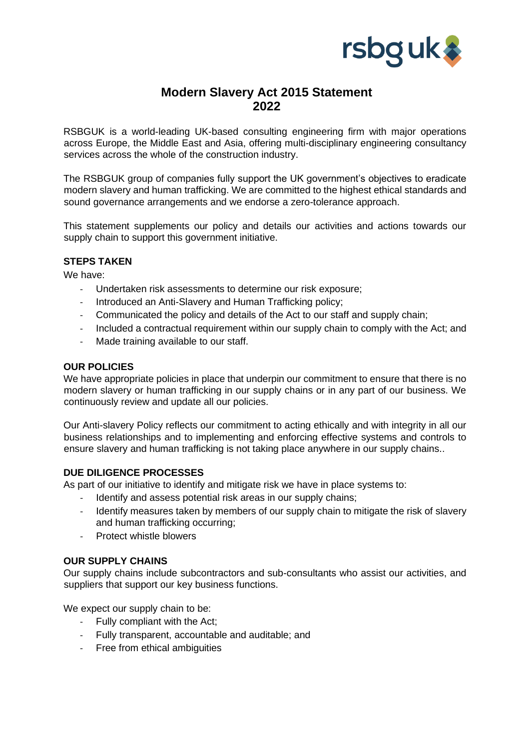# Modern Slavery Act 2015 Statement 2022

RSBGUK is a world-leading UK-based consulting engineering firm with major operations across Europe, the Middle East and Asia, offering multi-disciplinary engineering consultancy services across the whole of the construction industry.

The RSBGUK group of companies fully support the UK government's objectives to eradicate modern slavery and human trafficking. We are committed to the highest ethical standards and sound governance arrangements and we endorse a zero-tolerance approach.

This statement supplements our policy and details our activities and actions towards our supply chain to support this government initiative.

**STEPS TAKEN**

We have:

- Undertaken risk assessments to determine our risk exposure;
- Introduced an Anti-Slavery and Human Trafficking policy;
- Communicated the policy and details of the Act to our staff and supply chain;
- Included a contractual requirement within our supply chain to comply with the Act; and
- Made training available to our staff.

**OUR POLICIES**

We have appropriate policies in place that underpin our commitment to ensure that there is no modern slavery or human trafficking in our supply chains or in any part of our business. We continuously review and update all our policies.

Our Anti-slavery Policy reflects our commitment to acting ethically and with integrity in all our business relationships and to implementing and enforcing effective systems and controls to ensure slavery and human trafficking is not taking place anywhere in our supply chains..

**DUE DILIGENCE PROCESSES**

As part of our initiative to identify and mitigate risk we have in place systems to:

- Identify and assess potential risk areas in our supply chains;
- Identify measures taken by members of our supply chain to mitigate the risk of slavery and human trafficking occurring;
- Protect whistle blowers

**OUR SUPPLY CHAINS**

Our supply chains include subcontractors and sub-consultants who assist our activities, and suppliers that support our key business functions.

We expect our supply chain to be:

- Fully compliant with the Act;
- Fully transparent, accountable and auditable; and
- Free from ethical ambiguities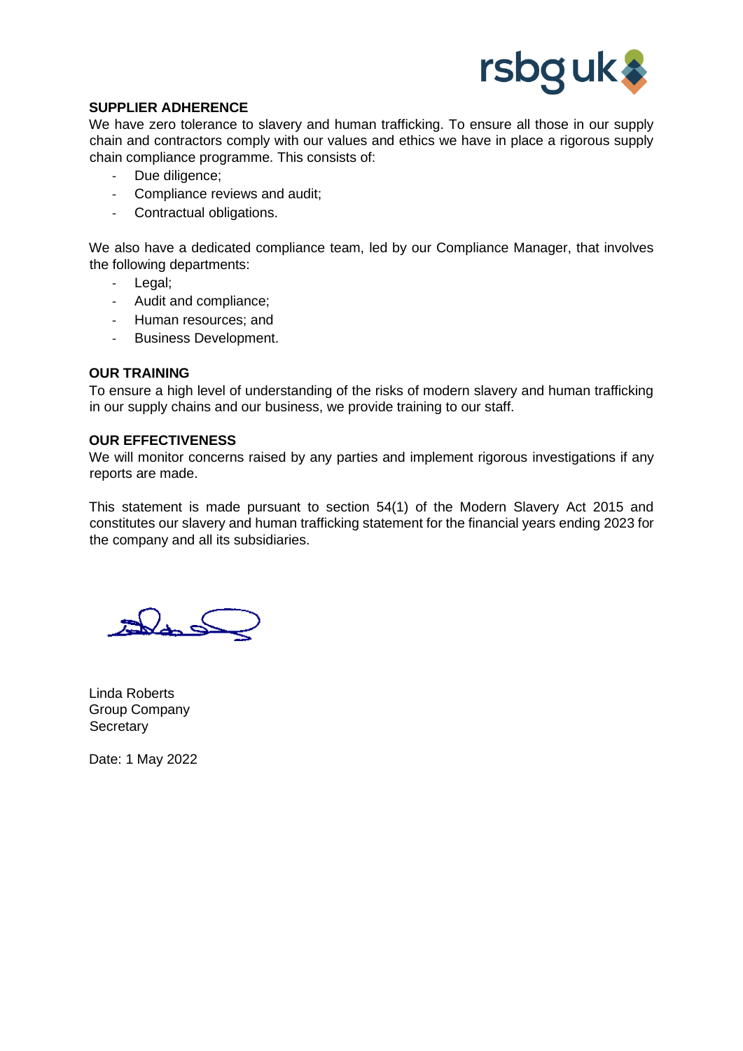## SUPPLIER ADHERENCE

We have zero tolerance to slavery and human trafficking. To ensure all those in our supply chain and contractors comply with our values and ethics we have in place a rigorous supply chain compliance programme. This consists of:

- Due diligence;
- Compliance reviews and audit;
- Contractual obligations.

We also have a dedicated compliance team, led by our Compliance Manager, that involves the following departments:

- Legal;
- Audit and compliance;
- Human resources; and
- Business Development.

## OUR TRAINING

To ensure a high level of understanding of the risks of modern slavery and human trafficking in our supply chains and our business, we provide training to our staff.

## OUR EFFECTIVENESS

We will monitor concerns raised by any parties and implement rigorous investigations if any reports are made.

This statement is made pursuant to section 54(1) of the Modern Slavery Act 2015 and constitutes our slavery and human trafficking statement for the financial years ending 2023 for the company and all its subsidiaries.

Linda Roberts
Group Company
Secretary

Date: 1 May 2022